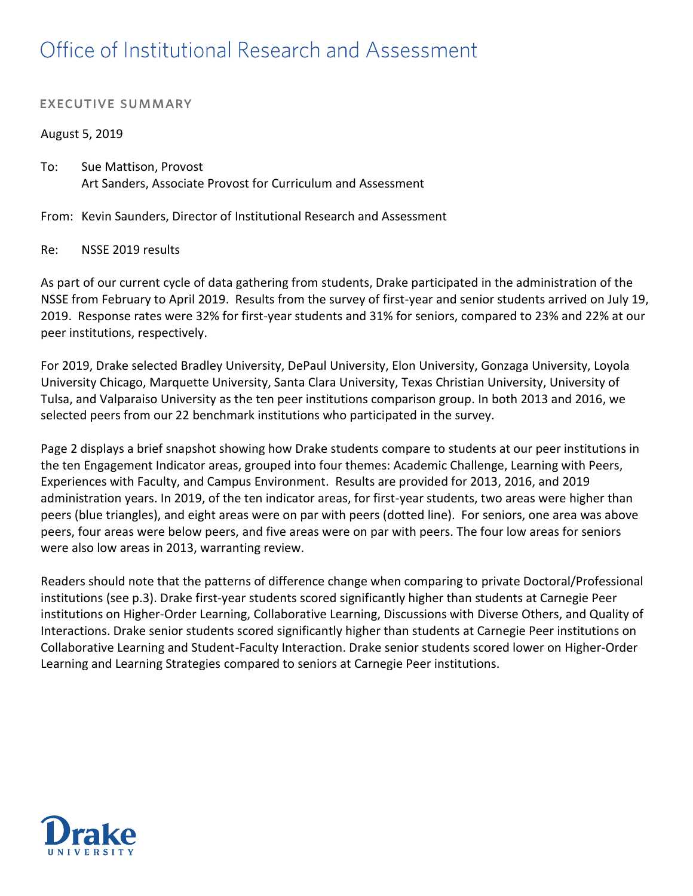# Office of Institutional Research and Assessment

## EXECUTIVE SUMMARY

August 5, 2019

To: Sue Mattison, Provost
Art Sanders, Associate Provost for Curriculum and Assessment

From: Kevin Saunders, Director of Institutional Research and Assessment

Re: NSSE 2019 results

As part of our current cycle of data gathering from students, Drake participated in the administration of the NSSE from February to April 2019. Results from the survey of first-year and senior students arrived on July 19, 2019. Response rates were 32% for first-year students and 31% for seniors, compared to 23% and 22% at our peer institutions, respectively.

For 2019, Drake selected Bradley University, DePaul University, Elon University, Gonzaga University, Loyola University Chicago, Marquette University, Santa Clara University, Texas Christian University, University of Tulsa, and Valparaiso University as the ten peer institutions comparison group. In both 2013 and 2016, we selected peers from our 22 benchmark institutions who participated in the survey.

Page 2 displays a brief snapshot showing how Drake students compare to students at our peer institutions in the ten Engagement Indicator areas, grouped into four themes: Academic Challenge, Learning with Peers, Experiences with Faculty, and Campus Environment. Results are provided for 2013, 2016, and 2019 administration years. In 2019, of the ten indicator areas, for first-year students, two areas were higher than peers (blue triangles), and eight areas were on par with peers (dotted line). For seniors, one area was above peers, four areas were below peers, and five areas were on par with peers. The four low areas for seniors were also low areas in 2013, warranting review.

Readers should note that the patterns of difference change when comparing to private Doctoral/Professional institutions (see p.3). Drake first-year students scored significantly higher than students at Carnegie Peer institutions on Higher-Order Learning, Collaborative Learning, Discussions with Diverse Others, and Quality of Interactions. Drake senior students scored significantly higher than students at Carnegie Peer institutions on Collaborative Learning and Student-Faculty Interaction. Drake senior students scored lower on Higher-Order Learning and Learning Strategies compared to seniors at Carnegie Peer institutions.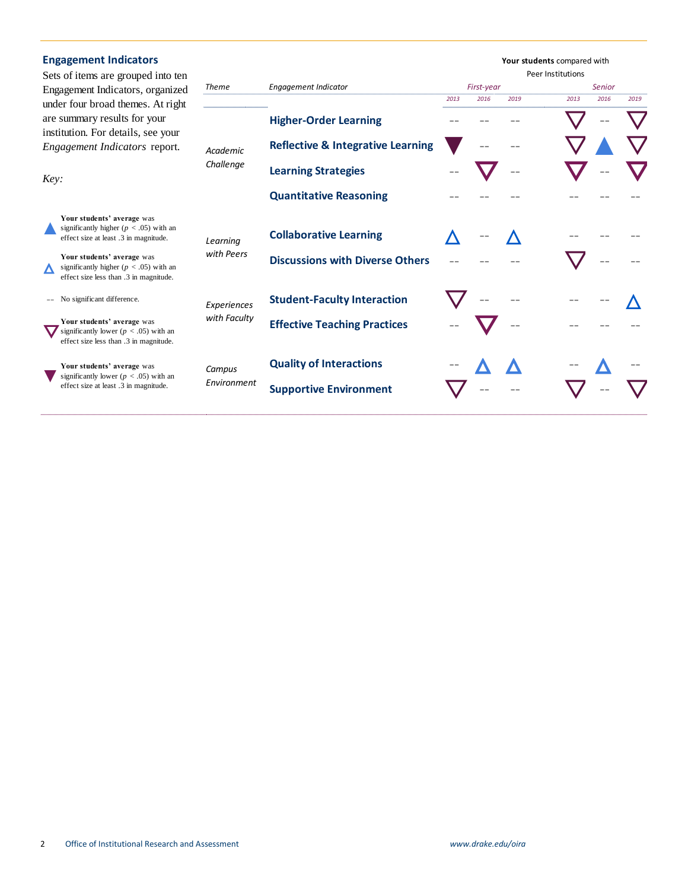## Engagement Indicators

Sets of items are grouped into ten Engagement Indicators, organized under four broad themes. At right are summary results for your institution. For details, see your *Engagement Indicators* report.

*Key:*

▲ **Your students' average** was significantly higher ($p < .05$) with an effect size at least .3 in magnitude.

△ **Your students' average** was significantly higher ($p < .05$) with an effect size less than .3 in magnitude.

-- No significant difference.

▽ **Your students' average** was significantly lower ($p < .05$) with an effect size less than .3 in magnitude.

▼ **Your students' average** was significantly lower ($p < .05$) with an effect size at least .3 in magnitude.

**Your students** compared with Peer Institutions

| Theme | Engagement Indicator | First-year 2013 | First-year 2016 | First-year 2019 | Senior 2013 | Senior 2016 | Senior 2019 |
|---|---|---|---|---|---|---|---|
| *Academic Challenge* | **Higher-Order Learning** | -- | -- | -- | ▽ | -- | ▽ |
| | **Reflective & Integrative Learning** | ▼ | -- | -- | ▽ | ▲ | ▽ |
| | **Learning Strategies** | -- | ▽ | -- | ▽ | -- | ▽ |
| | **Quantitative Reasoning** | -- | -- | -- | -- | -- | -- |
| *Learning with Peers* | **Collaborative Learning** | △ | -- | △ | -- | -- | -- |
| | **Discussions with Diverse Others** | -- | -- | -- | ▽ | -- | -- |
| *Experiences with Faculty* | **Student-Faculty Interaction** | ▽ | -- | -- | -- | -- | △ |
| | **Effective Teaching Practices** | -- | ▽ | -- | -- | -- | -- |
| *Campus Environment* | **Quality of Interactions** | -- | △ | △ | -- | △ | -- |
| | **Supportive Environment** | ▽ | -- | -- | ▽ | -- | ▽ |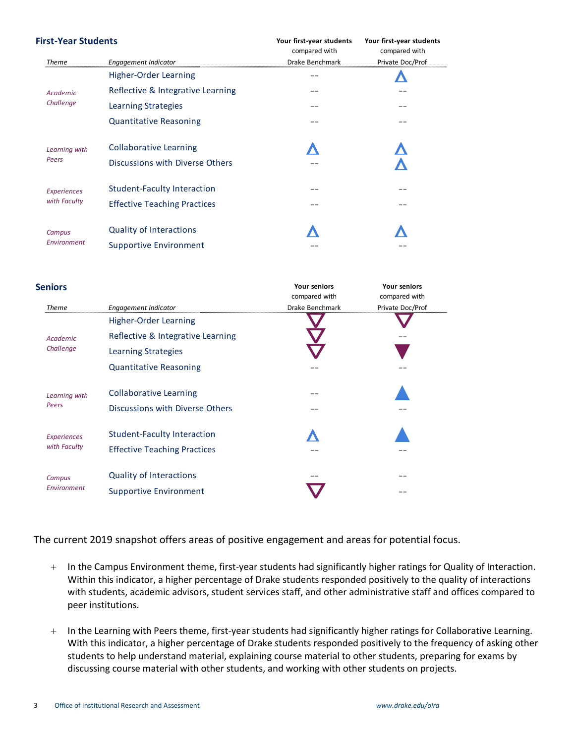## First-Year Students

| Theme | Engagement Indicator | Your first-year students compared with Drake Benchmark | Your first-year students compared with Private Doc/Prof |
|---|---|---|---|
| *Academic Challenge* | Higher-Order Learning | -- | △ |
| | Reflective & Integrative Learning | -- | -- |
| | Learning Strategies | -- | -- |
| | Quantitative Reasoning | -- | -- |
| *Learning with Peers* | Collaborative Learning | △ | △ |
| | Discussions with Diverse Others | -- | △ |
| *Experiences with Faculty* | Student-Faculty Interaction | -- | -- |
| | Effective Teaching Practices | -- | -- |
| *Campus Environment* | Quality of Interactions | △ | △ |
| | Supportive Environment | -- | -- |

## Seniors

| Theme | Engagement Indicator | Your seniors compared with Drake Benchmark | Your seniors compared with Private Doc/Prof |
|---|---|---|---|
| *Academic Challenge* | Higher-Order Learning | ▽ | ▽ |
| | Reflective & Integrative Learning | ▽ | -- |
| | Learning Strategies | ▽ | ▼ |
| | Quantitative Reasoning | -- | -- |
| *Learning with Peers* | Collaborative Learning | -- | ▲ |
| | Discussions with Diverse Others | -- | -- |
| *Experiences with Faculty* | Student-Faculty Interaction | △ | ▲ |
| | Effective Teaching Practices | -- | -- |
| *Campus Environment* | Quality of Interactions | -- | -- |
| | Supportive Environment | ▽ | -- |

The current 2019 snapshot offers areas of positive engagement and areas for potential focus.

+ In the Campus Environment theme, first-year students had significantly higher ratings for Quality of Interaction. Within this indicator, a higher percentage of Drake students responded positively to the quality of interactions with students, academic advisors, student services staff, and other administrative staff and offices compared to peer institutions.

+ In the Learning with Peers theme, first-year students had significantly higher ratings for Collaborative Learning. With this indicator, a higher percentage of Drake students responded positively to the frequency of asking other students to help understand material, explaining course material to other students, preparing for exams by discussing course material with other students, and working with other students on projects.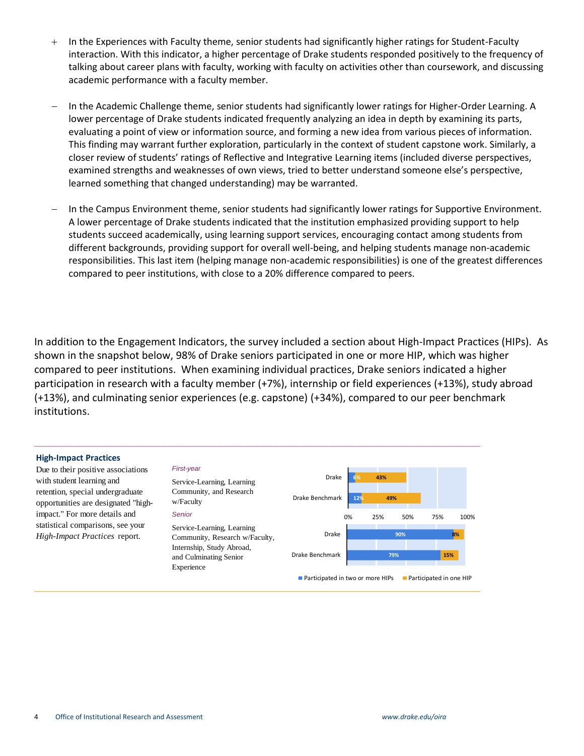- \+ In the Experiences with Faculty theme, senior students had significantly higher ratings for Student-Faculty interaction. With this indicator, a higher percentage of Drake students responded positively to the frequency of talking about career plans with faculty, working with faculty on activities other than coursework, and discussing academic performance with a faculty member.

- − In the Academic Challenge theme, senior students had significantly lower ratings for Higher-Order Learning. A lower percentage of Drake students indicated frequently analyzing an idea in depth by examining its parts, evaluating a point of view or information source, and forming a new idea from various pieces of information. This finding may warrant further exploration, particularly in the context of student capstone work. Similarly, a closer review of students' ratings of Reflective and Integrative Learning items (included diverse perspectives, examined strengths and weaknesses of own views, tried to better understand someone else's perspective, learned something that changed understanding) may be warranted.

- − In the Campus Environment theme, senior students had significantly lower ratings for Supportive Environment. A lower percentage of Drake students indicated that the institution emphasized providing support to help students succeed academically, using learning support services, encouraging contact among students from different backgrounds, providing support for overall well-being, and helping students manage non-academic responsibilities. This last item (helping manage non-academic responsibilities) is one of the greatest differences compared to peer institutions, with close to a 20% difference compared to peers.

In addition to the Engagement Indicators, the survey included a section about High-Impact Practices (HIPs). As shown in the snapshot below, 98% of Drake seniors participated in one or more HIP, which was higher compared to peer institutions. When examining individual practices, Drake seniors indicated a higher participation in research with a faculty member (+7%), internship or field experiences (+13%), study abroad (+13%), and culminating senior experiences (e.g. capstone) (+34%), compared to our peer benchmark institutions.

### High-Impact Practices

Due to their positive associations with student learning and retention, special undergraduate opportunities are designated "high-impact." For more details and statistical comparisons, see your *High-Impact Practices* report.

*First-year*

Service-Learning, Learning Community, and Research w/Faculty

*Senior*

Service-Learning, Learning Community, Research w/Faculty, Internship, Study Abroad, and Culminating Senior Experience

| | Participated in two or more HIPs | Participated in one HIP |
|---|---|---|
| **First-year** | | |
| Drake | 6% | 43% |
| Drake Benchmark | 12% | 49% |
| **Senior** | | |
| Drake | 90% | 8% |
| Drake Benchmark | 79% | 15% |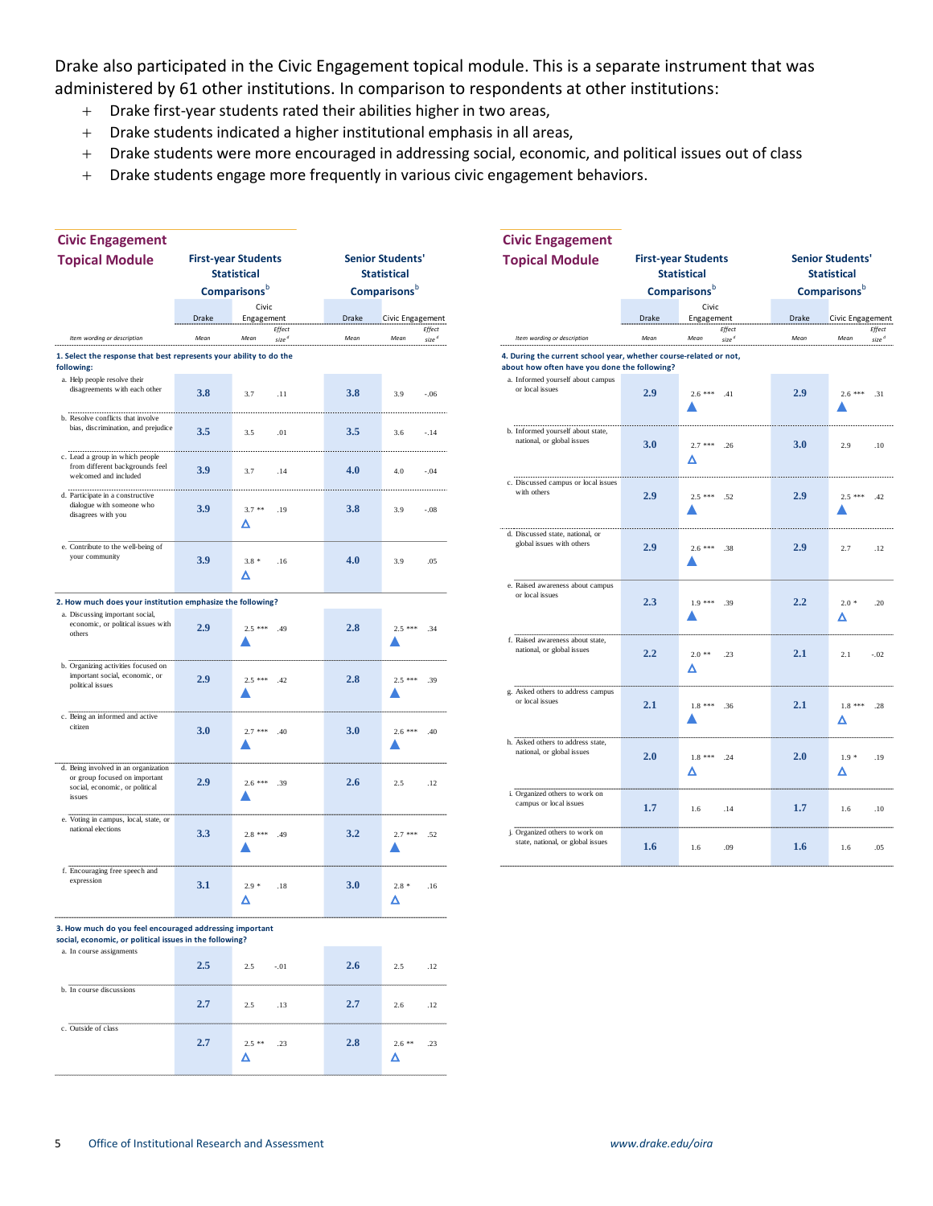Drake also participated in the Civic Engagement topical module. This is a separate instrument that was administered by 61 other institutions. In comparison to respondents at other institutions:

+ Drake first-year students rated their abilities higher in two areas,
+ Drake students indicated a higher institutional emphasis in all areas,
+ Drake students were more encouraged in addressing social, economic, and political issues out of class
+ Drake students engage more frequently in various civic engagement behaviors.

## Civic Engagement Topical Module

| | First-year Students Statistical Comparisons[b] | | | Senior Students' Statistical Comparisons[b] | | |
|---|---|---|---|---|---|---|
| | Drake | Civic Engagement | | Drake | Civic Engagement | |
| *Item wording or description* | *Mean* | *Mean* | *Effect size[d]* | *Mean* | *Mean* | *Effect size[d]* |
| **1. Select the response that best represents your ability to do the following:** | | | | | | |
| a. Help people resolve their disagreements with each other | 3.8 | 3.7 | .11 | 3.8 | 3.9 | -.06 |
| b. Resolve conflicts that involve bias, discrimination, and prejudice | 3.5 | 3.5 | .01 | 3.5 | 3.6 | -.14 |
| c. Lead a group in which people from different backgrounds feel welcomed and included | 3.9 | 3.7 | .14 | 4.0 | 4.0 | -.04 |
| d. Participate in a constructive dialogue with someone who disagrees with you | 3.9 | 3.7 ** △ | .19 | 3.8 | 3.9 | -.08 |
| e. Contribute to the well-being of your community | 3.9 | 3.8 * △ | .16 | 4.0 | 3.9 | .05 |
| **2. How much does your institution emphasize the following?** | | | | | | |
| a. Discussing important social, economic, or political issues with others | 2.9 | 2.5 *** ▲ | .49 | 2.8 | 2.5 *** ▲ | .34 |
| b. Organizing activities focused on important social, economic, or political issues | 2.9 | 2.5 *** ▲ | .42 | 2.8 | 2.5 *** ▲ | .39 |
| c. Being an informed and active citizen | 3.0 | 2.7 *** ▲ | .40 | 3.0 | 2.6 *** ▲ | .40 |
| d. Being involved in an organization or group focused on important social, economic, or political issues | 2.9 | 2.6 *** ▲ | .39 | 2.6 | 2.5 | .12 |
| e. Voting in campus, local, state, or national elections | 3.3 | 2.8 *** ▲ | .49 | 3.2 | 2.7 *** ▲ | .52 |
| f. Encouraging free speech and expression | 3.1 | 2.9 * △ | .18 | 3.0 | 2.8 * △ | .16 |
| **3. How much do you feel encouraged addressing important social, economic, or political issues in the following?** | | | | | | |
| a. In course assignments | 2.5 | 2.5 | -.01 | 2.6 | 2.5 | .12 |
| b. In course discussions | 2.7 | 2.5 | .13 | 2.7 | 2.6 | .12 |
| c. Outside of class | 2.7 | 2.5 ** △ | .23 | 2.8 | 2.6 ** △ | .23 |
| **4. During the current school year, whether course-related or not, about how often have you done the following?** | | | | | | |
| a. Informed yourself about campus or local issues | 2.9 | 2.6 *** ▲ | .41 | 2.9 | 2.6 *** ▲ | .31 |
| b. Informed yourself about state, national, or global issues | 3.0 | 2.7 *** △ | .26 | 3.0 | 2.9 | .10 |
| c. Discussed campus or local issues with others | 2.9 | 2.5 *** ▲ | .52 | 2.9 | 2.5 *** ▲ | .42 |
| d. Discussed state, national, or global issues with others | 2.9 | 2.6 *** ▲ | .38 | 2.9 | 2.7 | .12 |
| e. Raised awareness about campus or local issues | 2.3 | 1.9 *** ▲ | .39 | 2.2 | 2.0 * △ | .20 |
| f. Raised awareness about state, national, or global issues | 2.2 | 2.0 ** △ | .23 | 2.1 | 2.1 | -.02 |
| g. Asked others to address campus or local issues | 2.1 | 1.8 *** ▲ | .36 | 2.1 | 1.8 *** △ | .28 |
| h. Asked others to address state, national, or global issues | 2.0 | 1.8 *** △ | .24 | 2.0 | 1.9 * △ | .19 |
| i. Organized others to work on campus or local issues | 1.7 | 1.6 | .14 | 1.7 | 1.6 | .10 |
| j. Organized others to work on state, national, or global issues | 1.6 | 1.6 | .09 | 1.6 | 1.6 | .05 |

Office of Institutional Research and Assessment

www.drake.edu/oira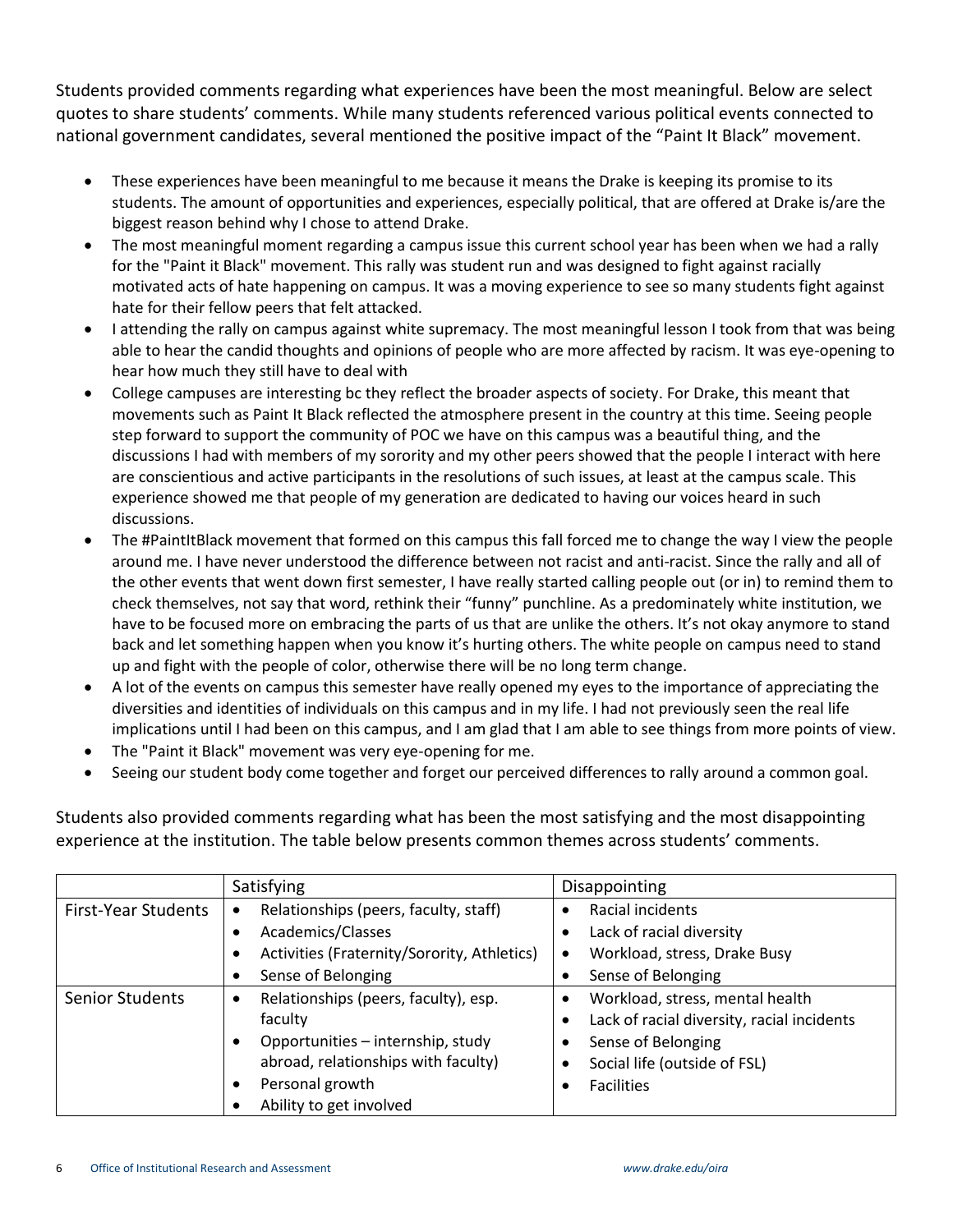Students provided comments regarding what experiences have been the most meaningful. Below are select quotes to share students' comments. While many students referenced various political events connected to national government candidates, several mentioned the positive impact of the "Paint It Black" movement.

- These experiences have been meaningful to me because it means the Drake is keeping its promise to its students. The amount of opportunities and experiences, especially political, that are offered at Drake is/are the biggest reason behind why I chose to attend Drake.
- The most meaningful moment regarding a campus issue this current school year has been when we had a rally for the "Paint it Black" movement. This rally was student run and was designed to fight against racially motivated acts of hate happening on campus. It was a moving experience to see so many students fight against hate for their fellow peers that felt attacked.
- I attending the rally on campus against white supremacy. The most meaningful lesson I took from that was being able to hear the candid thoughts and opinions of people who are more affected by racism. It was eye-opening to hear how much they still have to deal with
- College campuses are interesting bc they reflect the broader aspects of society. For Drake, this meant that movements such as Paint It Black reflected the atmosphere present in the country at this time. Seeing people step forward to support the community of POC we have on this campus was a beautiful thing, and the discussions I had with members of my sorority and my other peers showed that the people I interact with here are conscientious and active participants in the resolutions of such issues, at least at the campus scale. This experience showed me that people of my generation are dedicated to having our voices heard in such discussions.
- The #PaintItBlack movement that formed on this campus this fall forced me to change the way I view the people around me. I have never understood the difference between not racist and anti-racist. Since the rally and all of the other events that went down first semester, I have really started calling people out (or in) to remind them to check themselves, not say that word, rethink their "funny" punchline. As a predominately white institution, we have to be focused more on embracing the parts of us that are unlike the others. It's not okay anymore to stand back and let something happen when you know it's hurting others. The white people on campus need to stand up and fight with the people of color, otherwise there will be no long term change.
- A lot of the events on campus this semester have really opened my eyes to the importance of appreciating the diversities and identities of individuals on this campus and in my life. I had not previously seen the real life implications until I had been on this campus, and I am glad that I am able to see things from more points of view.
- The "Paint it Black" movement was very eye-opening for me.
- Seeing our student body come together and forget our perceived differences to rally around a common goal.

Students also provided comments regarding what has been the most satisfying and the most disappointing experience at the institution. The table below presents common themes across students' comments.

| | Satisfying | Disappointing |
|---|---|---|
| First-Year Students | • Relationships (peers, faculty, staff)<br>• Academics/Classes<br>• Activities (Fraternity/Sorority, Athletics)<br>• Sense of Belonging | • Racial incidents<br>• Lack of racial diversity<br>• Workload, stress, Drake Busy<br>• Sense of Belonging |
| Senior Students | • Relationships (peers, faculty), esp. faculty<br>• Opportunities – internship, study abroad, relationships with faculty)<br>• Personal growth<br>• Ability to get involved | • Workload, stress, mental health<br>• Lack of racial diversity, racial incidents<br>• Sense of Belonging<br>• Social life (outside of FSL)<br>• Facilities |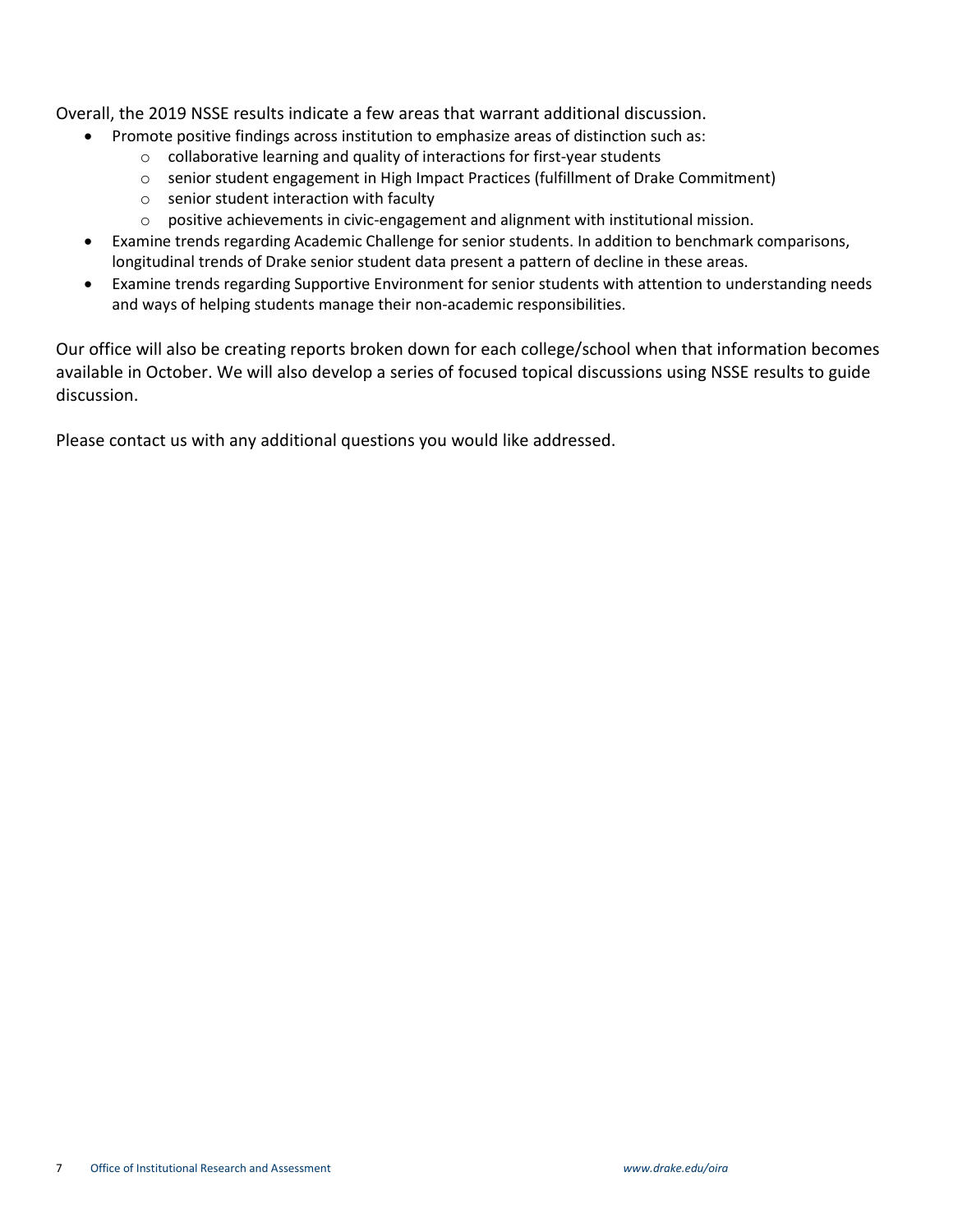Overall, the 2019 NSSE results indicate a few areas that warrant additional discussion.

- Promote positive findings across institution to emphasize areas of distinction such as:
  - collaborative learning and quality of interactions for first-year students
  - senior student engagement in High Impact Practices (fulfillment of Drake Commitment)
  - senior student interaction with faculty
  - positive achievements in civic-engagement and alignment with institutional mission.
- Examine trends regarding Academic Challenge for senior students. In addition to benchmark comparisons, longitudinal trends of Drake senior student data present a pattern of decline in these areas.
- Examine trends regarding Supportive Environment for senior students with attention to understanding needs and ways of helping students manage their non-academic responsibilities.

Our office will also be creating reports broken down for each college/school when that information becomes available in October. We will also develop a series of focused topical discussions using NSSE results to guide discussion.

Please contact us with any additional questions you would like addressed.